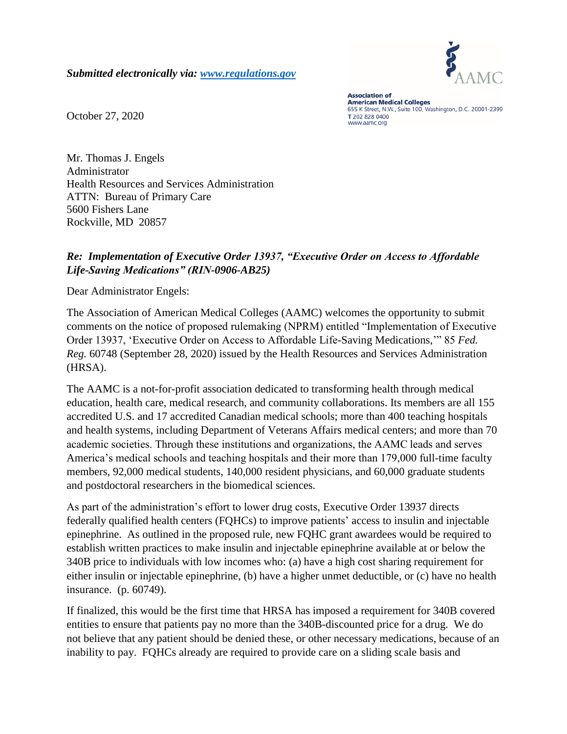***Submitted electronically via: [www.regulations.gov](www.regulations.gov)***

AAMC

**Association of American Medical Colleges**
655 K Street, N.W., Suite 100, Washington, D.C. 20001-2399
T 202 828 0400
www.aamc.org

October 27, 2020

Mr. Thomas J. Engels
Administrator
Health Resources and Services Administration
ATTN: Bureau of Primary Care
5600 Fishers Lane
Rockville, MD 20857

***Re: Implementation of Executive Order 13937, "Executive Order on Access to Affordable Life-Saving Medications" (RIN-0906-AB25)***

Dear Administrator Engels:

The Association of American Medical Colleges (AAMC) welcomes the opportunity to submit comments on the notice of proposed rulemaking (NPRM) entitled "Implementation of Executive Order 13937, 'Executive Order on Access to Affordable Life-Saving Medications,'" 85 *Fed. Reg.* 60748 (September 28, 2020) issued by the Health Resources and Services Administration (HRSA).

The AAMC is a not-for-profit association dedicated to transforming health through medical education, health care, medical research, and community collaborations. Its members are all 155 accredited U.S. and 17 accredited Canadian medical schools; more than 400 teaching hospitals and health systems, including Department of Veterans Affairs medical centers; and more than 70 academic societies. Through these institutions and organizations, the AAMC leads and serves America's medical schools and teaching hospitals and their more than 179,000 full-time faculty members, 92,000 medical students, 140,000 resident physicians, and 60,000 graduate students and postdoctoral researchers in the biomedical sciences.

As part of the administration's effort to lower drug costs, Executive Order 13937 directs federally qualified health centers (FQHCs) to improve patients' access to insulin and injectable epinephrine. As outlined in the proposed rule, new FQHC grant awardees would be required to establish written practices to make insulin and injectable epinephrine available at or below the 340B price to individuals with low incomes who: (a) have a high cost sharing requirement for either insulin or injectable epinephrine, (b) have a higher unmet deductible, or (c) have no health insurance. (p. 60749).

If finalized, this would be the first time that HRSA has imposed a requirement for 340B covered entities to ensure that patients pay no more than the 340B-discounted price for a drug. We do not believe that any patient should be denied these, or other necessary medications, because of an inability to pay. FQHCs already are required to provide care on a sliding scale basis and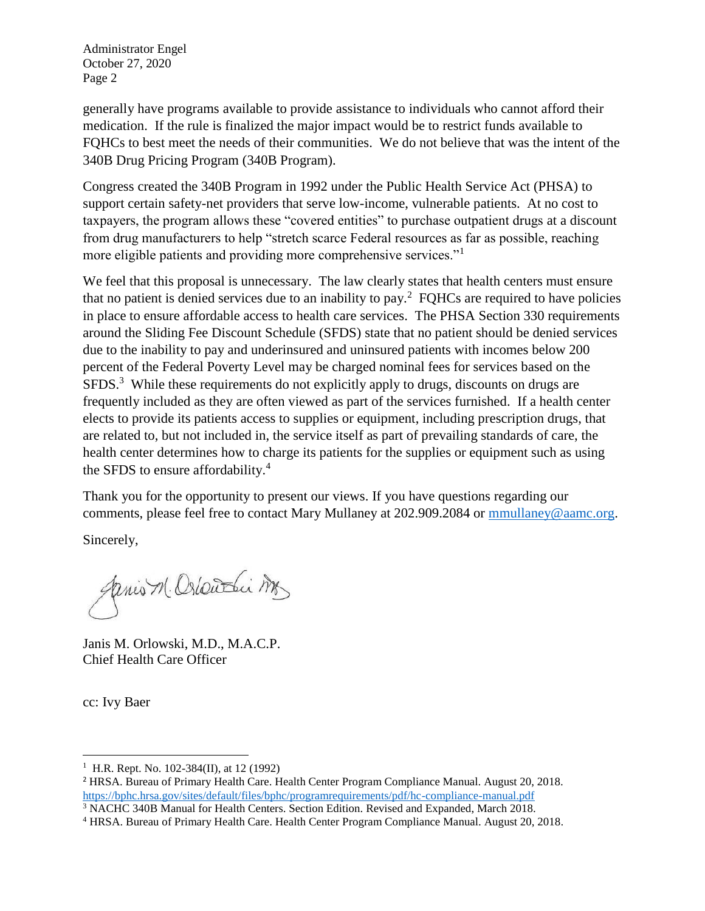generally have programs available to provide assistance to individuals who cannot afford their medication. If the rule is finalized the major impact would be to restrict funds available to FQHCs to best meet the needs of their communities. We do not believe that was the intent of the 340B Drug Pricing Program (340B Program).

Congress created the 340B Program in 1992 under the Public Health Service Act (PHSA) to support certain safety-net providers that serve low-income, vulnerable patients. At no cost to taxpayers, the program allows these "covered entities" to purchase outpatient drugs at a discount from drug manufacturers to help "stretch scarce Federal resources as far as possible, reaching more eligible patients and providing more comprehensive services."[1]

We feel that this proposal is unnecessary. The law clearly states that health centers must ensure that no patient is denied services due to an inability to pay.[2] FQHCs are required to have policies in place to ensure affordable access to health care services. The PHSA Section 330 requirements around the Sliding Fee Discount Schedule (SFDS) state that no patient should be denied services due to the inability to pay and underinsured and uninsured patients with incomes below 200 percent of the Federal Poverty Level may be charged nominal fees for services based on the SFDS.[3] While these requirements do not explicitly apply to drugs, discounts on drugs are frequently included as they are often viewed as part of the services furnished. If a health center elects to provide its patients access to supplies or equipment, including prescription drugs, that are related to, but not included in, the service itself as part of prevailing standards of care, the health center determines how to charge its patients for the supplies or equipment such as using the SFDS to ensure affordability.[4]

Thank you for the opportunity to present our views. If you have questions regarding our comments, please feel free to contact Mary Mullaney at 202.909.2084 or mmullaney@aamc.org.

Sincerely,

Janis M. Orlowski, M.D., M.A.C.P.
Chief Health Care Officer

cc: Ivy Baer

---

[1] H.R. Rept. No. 102-384(II), at 12 (1992)

[2] HRSA. Bureau of Primary Health Care. Health Center Program Compliance Manual. August 20, 2018. https://bphc.hrsa.gov/sites/default/files/bphc/programrequirements/pdf/hc-compliance-manual.pdf

[3] NACHC 340B Manual for Health Centers. Section Edition. Revised and Expanded, March 2018.

[4] HRSA. Bureau of Primary Health Care. Health Center Program Compliance Manual. August 20, 2018.